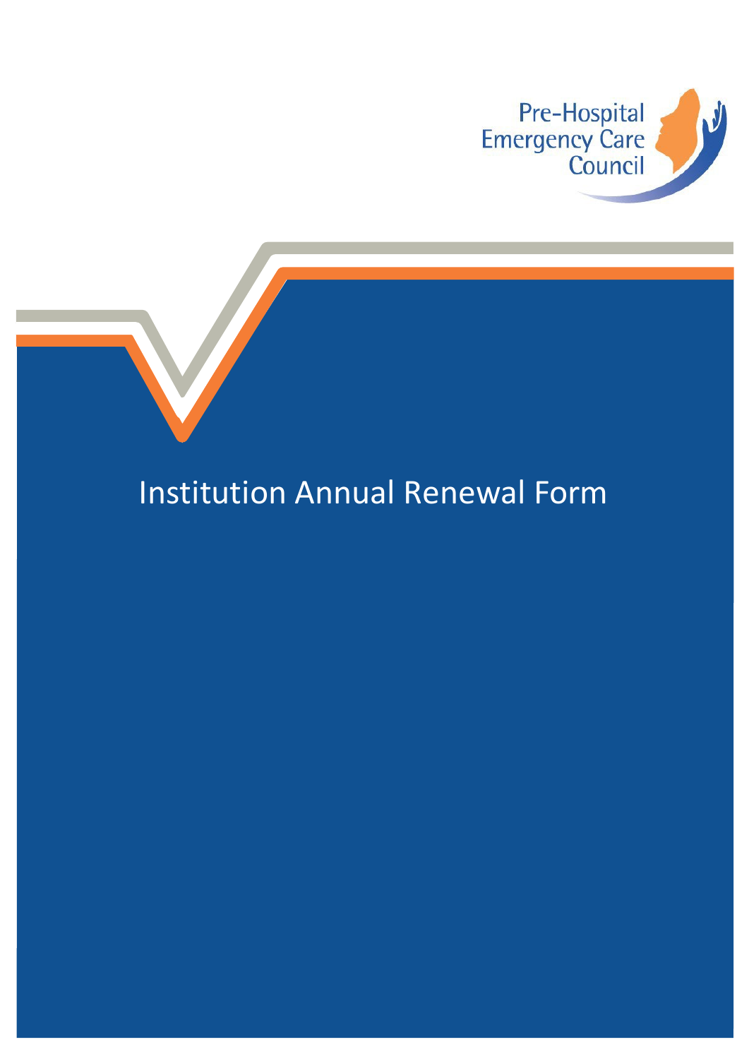Pre-Hospital Emergency Care Council

# Institution Annual Renewal Form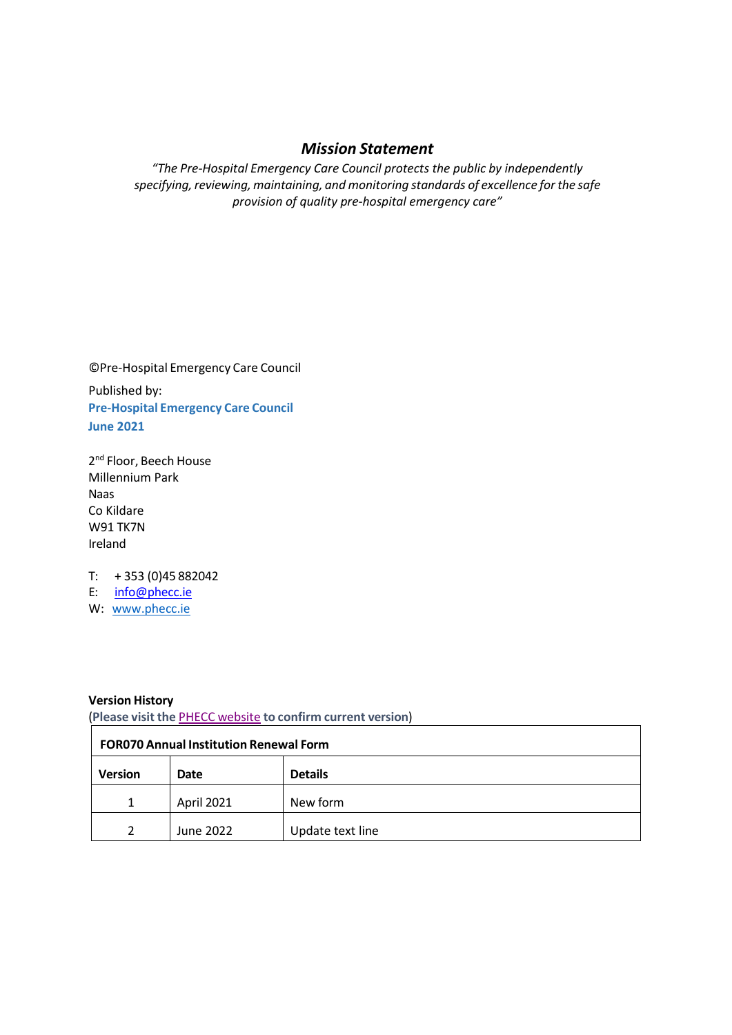## *Mission Statement*

*"The Pre-Hospital Emergency Care Council protects the public by independently specifying, reviewing, maintaining, and monitoring standards of excellence for the safe provision of quality pre-hospital emergency care"*

©Pre-Hospital Emergency Care Council

Published by:
**Pre-Hospital Emergency Care Council**
**June 2021**

2nd Floor, Beech House
Millennium Park
Naas
Co Kildare
W91 TK7N
Ireland

T: + 353 (0)45 882042
E: info@phecc.ie
W: www.phecc.ie

**Version History**
(**Please visit the PHECC website to confirm current version**)

| **FOR070 Annual Institution Renewal Form** | | |
|---|---|---|
| **Version** | **Date** | **Details** |
| 1 | April 2021 | New form |
| 2 | June 2022 | Update text line |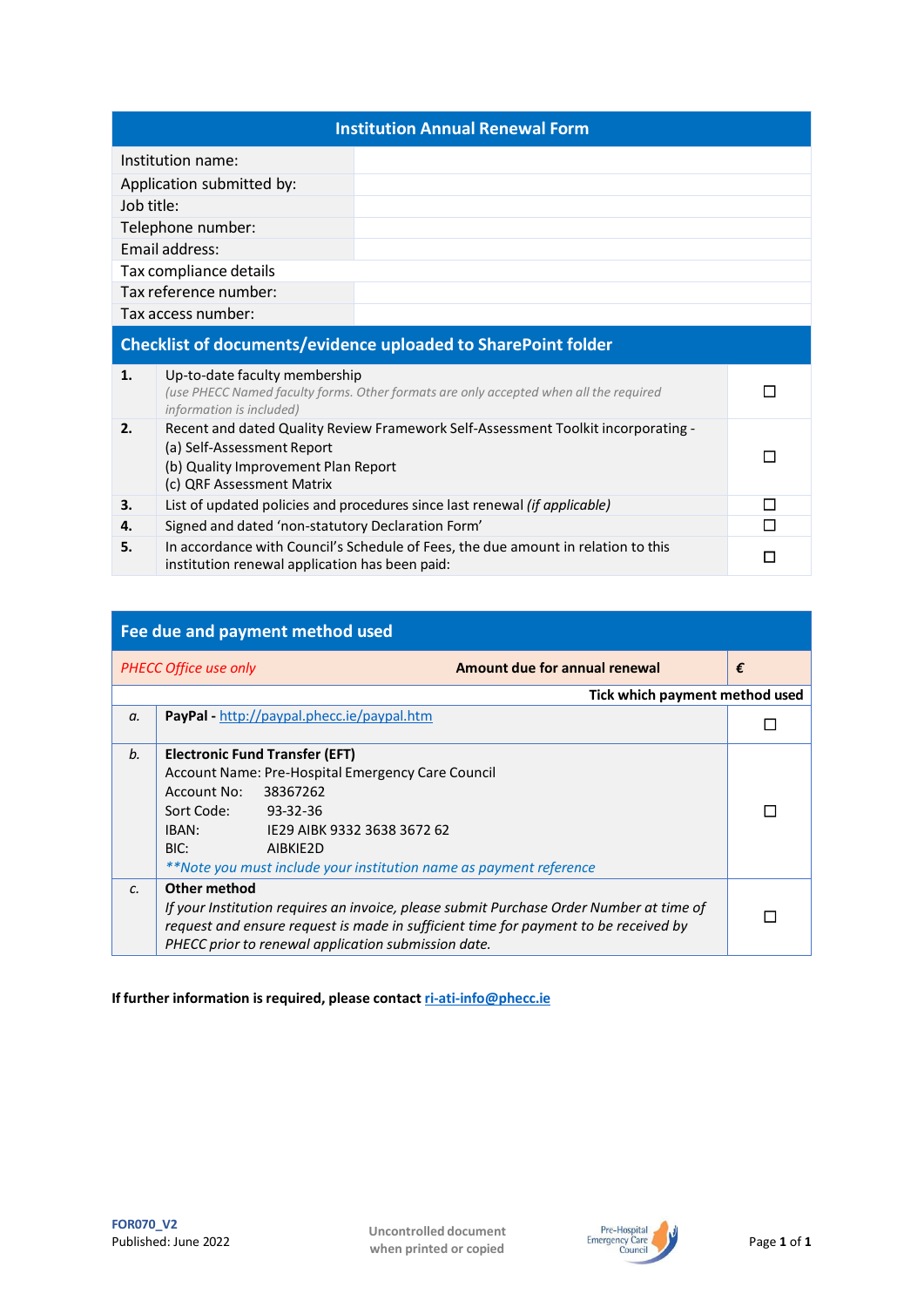| Institution Annual Renewal Form | |
|---|---|
| Institution name: | |
| Application submitted by: | |
| Job title: | |
| Telephone number: | |
| Email address: | |
| Tax compliance details | |
| Tax reference number: | |
| Tax access number: | |

## Checklist of documents/evidence uploaded to SharePoint folder

| | | |
|---|---|---|
| **1.** | Up-to-date faculty membership<br>*(use PHECC Named faculty forms. Other formats are only accepted when all the required information is included)* | ☐ |
| **2.** | Recent and dated Quality Review Framework Self-Assessment Toolkit incorporating -<br>(a) Self-Assessment Report<br>(b) Quality Improvement Plan Report<br>(c) QRF Assessment Matrix | ☐ |
| **3.** | List of updated policies and procedures since last renewal *(if applicable)* | ☐ |
| **4.** | Signed and dated 'non-statutory Declaration Form' | ☐ |
| **5.** | In accordance with Council's Schedule of Fees, the due amount in relation to this institution renewal application has been paid: | ☐ |

## Fee due and payment method used

| | | |
|---|---|---|
| *PHECC Office use only* | **Amount due for annual renewal** | **€** |
| | | **Tick which payment method used** |
| *a.* | **PayPal -** http://paypal.phecc.ie/paypal.htm | ☐ |
| *b.* | **Electronic Fund Transfer (EFT)**<br>Account Name: Pre-Hospital Emergency Care Council<br>Account No: 38367262<br>Sort Code: 93-32-36<br>IBAN: IE29 AIBK 9332 3638 3672 62<br>BIC: AIBKIE2D<br>*\*\*Note you must include your institution name as payment reference* | ☐ |
| *c.* | **Other method**<br>*If your Institution requires an invoice, please submit Purchase Order Number at time of request and ensure request is made in sufficient time for payment to be received by PHECC prior to renewal application submission date.* | ☐ |

**If further information is required, please contact ri-ati-info@phecc.ie**

**FOR070_V2**
Published: June 2022

Uncontrolled document when printed or copied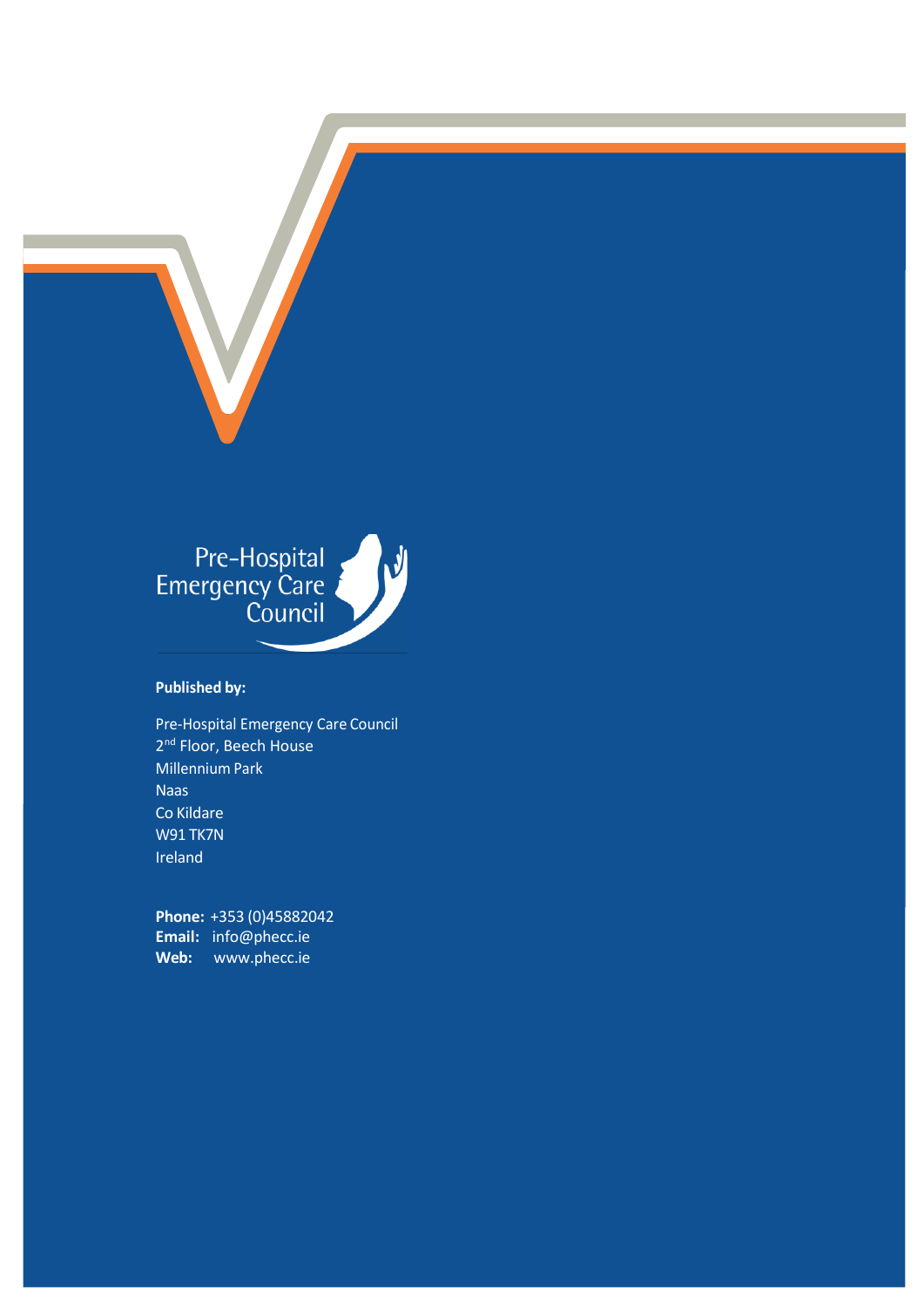Pre-Hospital Emergency Care Council

**Published by:**

Pre-Hospital Emergency Care Council
2nd Floor, Beech House
Millennium Park
Naas
Co Kildare
W91 TK7N
Ireland

**Phone:** +353 (0)45882042
**Email:** info@phecc.ie
**Web:** www.phecc.ie